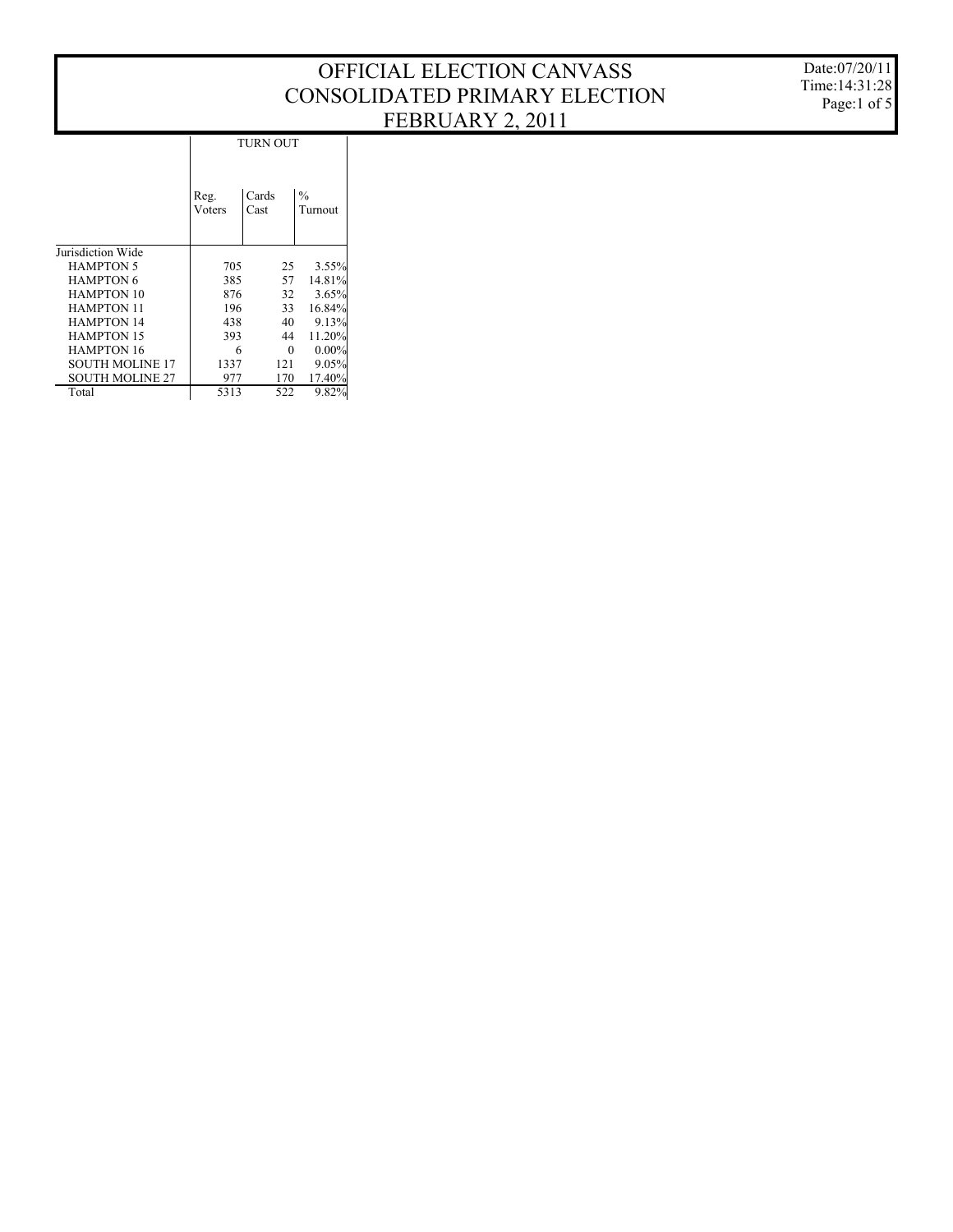# OFFICIAL ELECTION CANVASS
# CONSOLIDATED PRIMARY ELECTION
# FEBRUARY 2, 2011

| | TURN OUT | | |
|---|---|---|---|
| | Reg. Voters | Cards Cast | % Turnout |
| Jurisdiction Wide | | | |
| HAMPTON 5 | 705 | 25 | 3.55% |
| HAMPTON 6 | 385 | 57 | 14.81% |
| HAMPTON 10 | 876 | 32 | 3.65% |
| HAMPTON 11 | 196 | 33 | 16.84% |
| HAMPTON 14 | 438 | 40 | 9.13% |
| HAMPTON 15 | 393 | 44 | 11.20% |
| HAMPTON 16 | 6 | 0 | 0.00% |
| SOUTH MOLINE 17 | 1337 | 121 | 9.05% |
| SOUTH MOLINE 27 | 977 | 170 | 17.40% |
| Total | 5313 | 522 | 9.82% |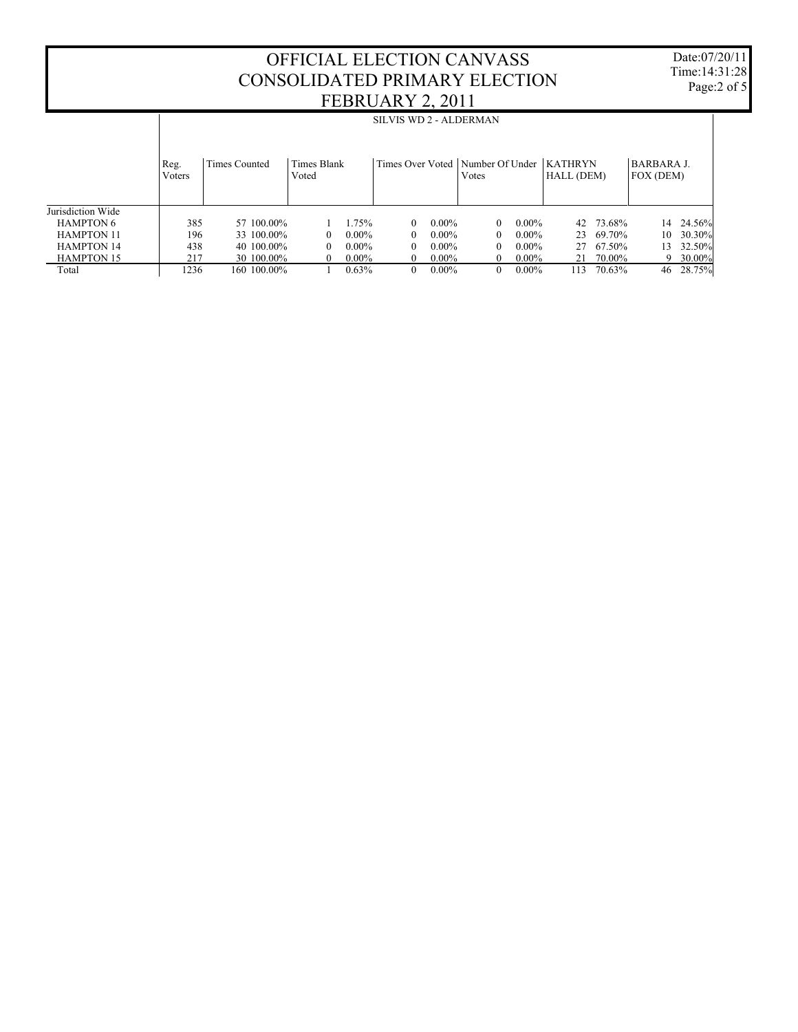# OFFICIAL ELECTION CANVASS
# CONSOLIDATED PRIMARY ELECTION
# FEBRUARY 2, 2011

Date:07/20/11
Time:14:31:28

## SILVIS WD 2 - ALDERMAN

| | Reg. Voters | Times Counted | | Times Blank Voted | | Times Over Voted | | Number Of Under Votes | | KATHRYN HALL (DEM) | | BARBARA J. FOX (DEM) | |
|---|---|---|---|---|---|---|---|---|---|---|---|---|---|
| Jurisdiction Wide | | | | | | | | | | | | | |
| HAMPTON 6 | 385 | 57 | 100.00% | 1 | 1.75% | 0 | 0.00% | 0 | 0.00% | 42 | 73.68% | 14 | 24.56% |
| HAMPTON 11 | 196 | 33 | 100.00% | 0 | 0.00% | 0 | 0.00% | 0 | 0.00% | 23 | 69.70% | 10 | 30.30% |
| HAMPTON 14 | 438 | 40 | 100.00% | 0 | 0.00% | 0 | 0.00% | 0 | 0.00% | 27 | 67.50% | 13 | 32.50% |
| HAMPTON 15 | 217 | 30 | 100.00% | 0 | 0.00% | 0 | 0.00% | 0 | 0.00% | 21 | 70.00% | 9 | 30.00% |
| Total | 1236 | 160 | 100.00% | 1 | 0.63% | 0 | 0.00% | 0 | 0.00% | 113 | 70.63% | 46 | 28.75% |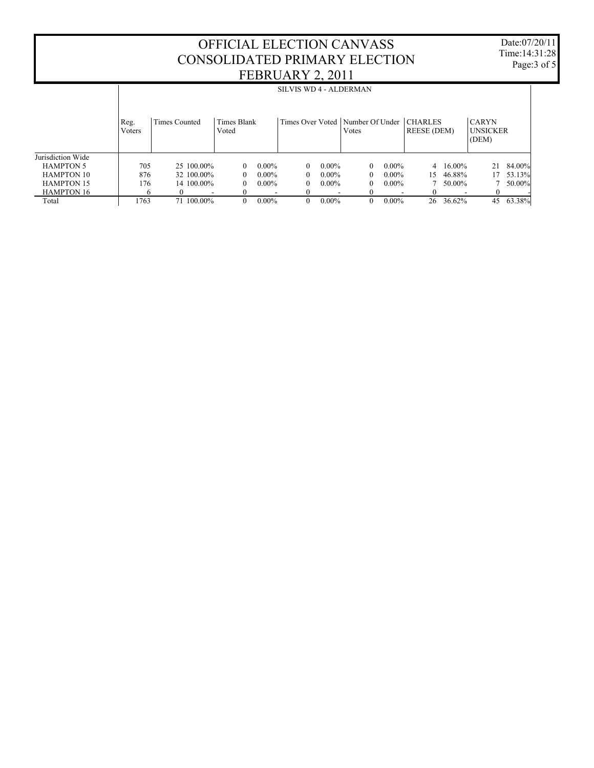# OFFICIAL ELECTION CANVASS
# CONSOLIDATED PRIMARY ELECTION
# FEBRUARY 2, 2011

Date:07/20/11
Time:14:31:28

## SILVIS WD 4 - ALDERMAN

| | Reg. Voters | Times Counted | | Times Blank Voted | | Times Over Voted | | Number Of Under Votes | | CHARLES REESE (DEM) | | CARYN UNSICKER (DEM) | |
|---|---|---|---|---|---|---|---|---|---|---|---|---|---|
| Jurisdiction Wide | | | | | | | | | | | | | |
| HAMPTON 5 | 705 | 25 | 100.00% | 0 | 0.00% | 0 | 0.00% | 0 | 0.00% | 4 | 16.00% | 21 | 84.00% |
| HAMPTON 10 | 876 | 32 | 100.00% | 0 | 0.00% | 0 | 0.00% | 0 | 0.00% | 15 | 46.88% | 17 | 53.13% |
| HAMPTON 15 | 176 | 14 | 100.00% | 0 | 0.00% | 0 | 0.00% | 0 | 0.00% | 7 | 50.00% | 7 | 50.00% |
| HAMPTON 16 | 6 | 0 | - | 0 | - | 0 | - | 0 | - | 0 | - | 0 | - |
| Total | 1763 | 71 | 100.00% | 0 | 0.00% | 0 | 0.00% | 0 | 0.00% | 26 | 36.62% | 45 | 63.38% |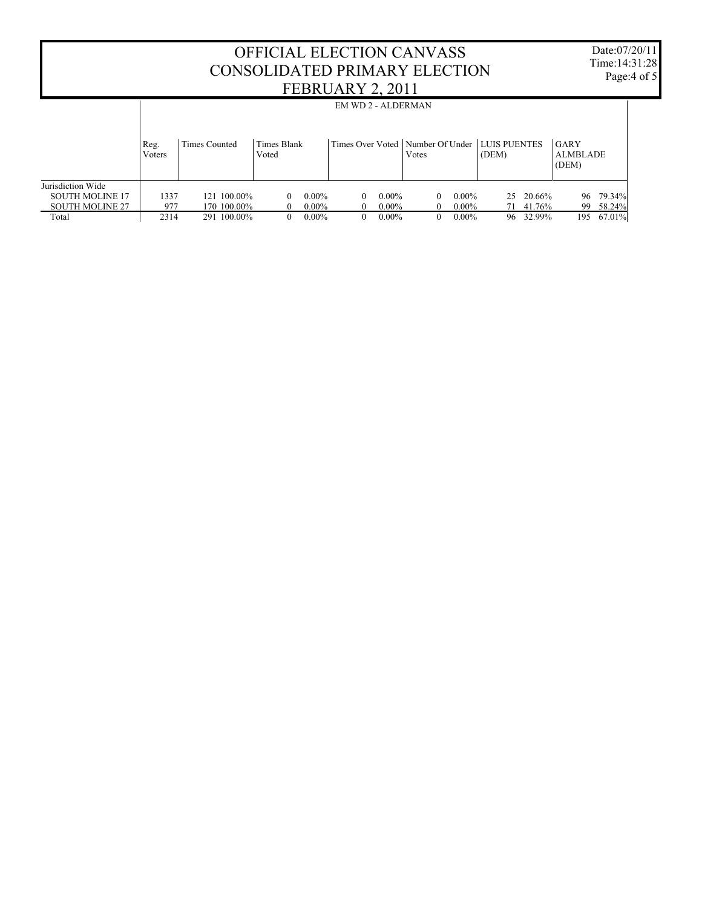# OFFICIAL ELECTION CANVASS
# CONSOLIDATED PRIMARY ELECTION
# FEBRUARY 2, 2011

Date:07/20/11
Time:14:31:28

| | EM WD 2 - ALDERMAN | | | | | | | | | | | | | |
|---|---|---|---|---|---|---|---|---|---|---|---|---|---|---|
| | Reg. Voters | Times Counted | | Times Blank Voted | | Times Over Voted | | Number Of Under Votes | | LUIS PUENTES (DEM) | | GARY ALMBLADE (DEM) | | |
| Jurisdiction Wide | | | | | | | | | | | | | | |
| SOUTH MOLINE 17 | 1337 | 121 | 100.00% | 0 | 0.00% | 0 | 0.00% | 0 | 0.00% | 25 | 20.66% | 96 | 79.34% | |
| SOUTH MOLINE 27 | 977 | 170 | 100.00% | 0 | 0.00% | 0 | 0.00% | 0 | 0.00% | 71 | 41.76% | 99 | 58.24% | |
| Total | 2314 | 291 | 100.00% | 0 | 0.00% | 0 | 0.00% | 0 | 0.00% | 96 | 32.99% | 195 | 67.01% | |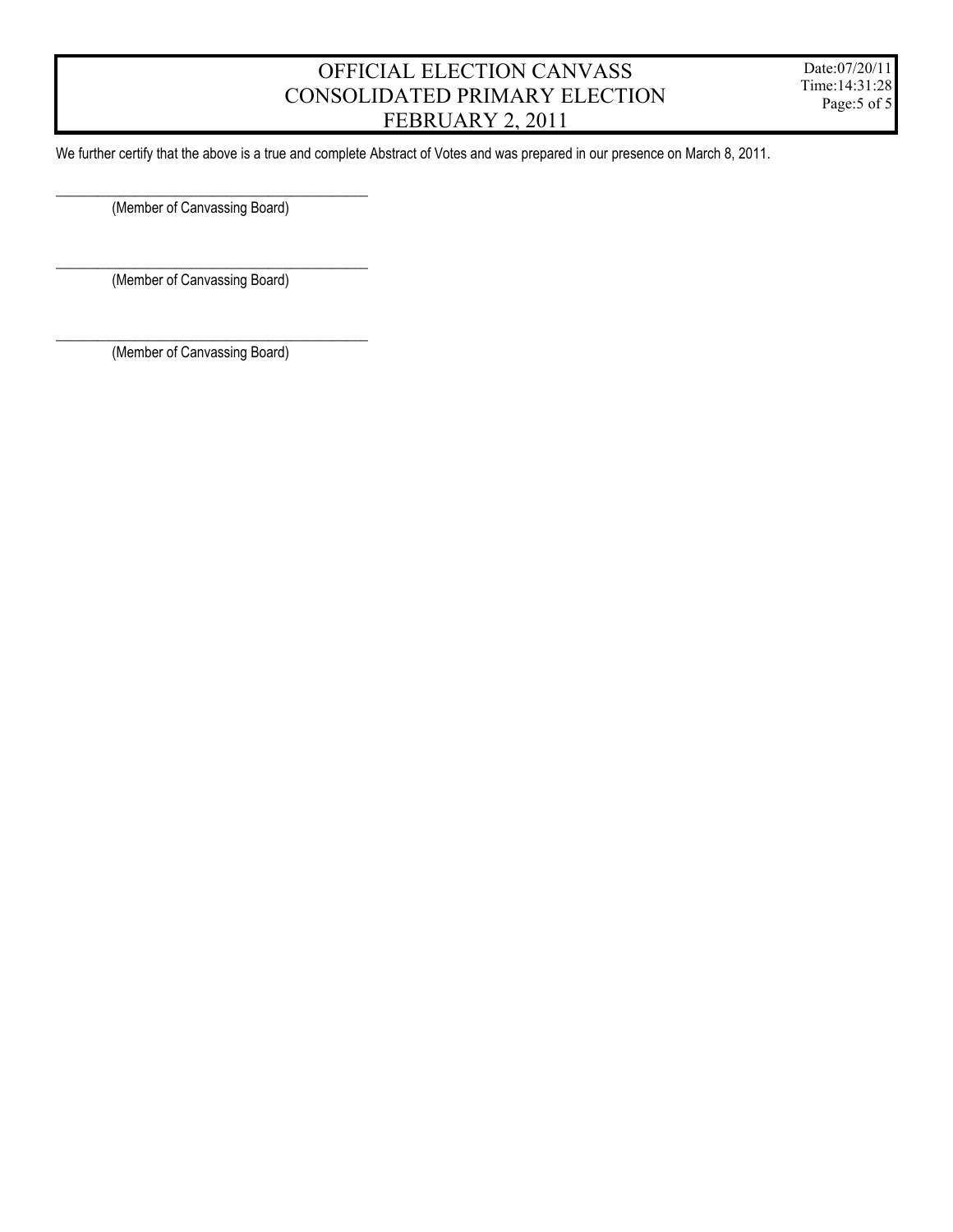We further certify that the above is a true and complete Abstract of Votes and was prepared in our presence on March 8, 2011.

\_\_\_\_\_\_\_\_\_\_\_\_\_\_\_\_\_\_\_\_\_\_\_\_\_\_\_\_\_\_\_\_\_\_\_\_\_\_\_\_

(Member of Canvassing Board)

\_\_\_\_\_\_\_\_\_\_\_\_\_\_\_\_\_\_\_\_\_\_\_\_\_\_\_\_\_\_\_\_\_\_\_\_\_\_\_\_

(Member of Canvassing Board)

\_\_\_\_\_\_\_\_\_\_\_\_\_\_\_\_\_\_\_\_\_\_\_\_\_\_\_\_\_\_\_\_\_\_\_\_\_\_\_\_

(Member of Canvassing Board)